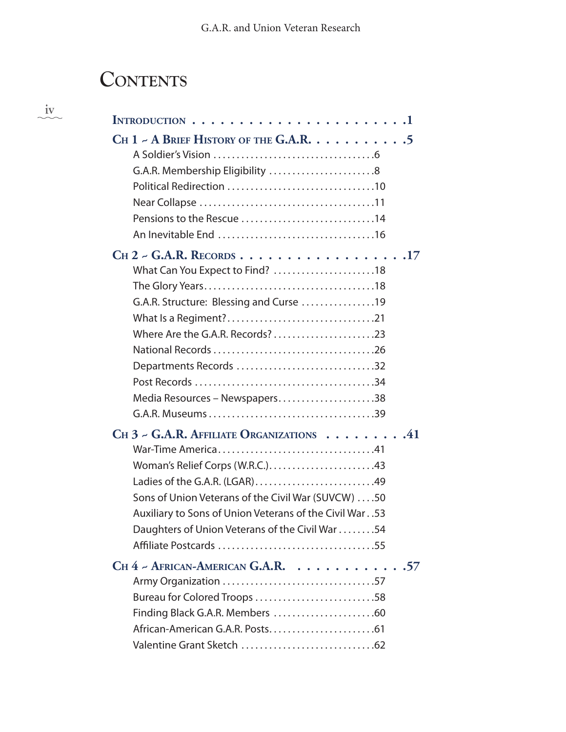# Contents

**Introduction** . . . . . . . . . . . . . . . . . . . . . . . . **1**

**Ch 1 ~ A Brief History of the G.A.R.** . . . . . . . . . . . **5**

- A Soldier's Vision . . . . . . . . . . . . . . . . . . . . . . . . . . . . . . . . . . 6
- G.A.R. Membership Eligibility . . . . . . . . . . . . . . . . . . . . . . 8
- Political Redirection . . . . . . . . . . . . . . . . . . . . . . . . . . . . . . 10
- Near Collapse . . . . . . . . . . . . . . . . . . . . . . . . . . . . . . . . . . . . 11
- Pensions to the Rescue . . . . . . . . . . . . . . . . . . . . . . . . . . . . 14
- An Inevitable End . . . . . . . . . . . . . . . . . . . . . . . . . . . . . . . . 16

**Ch 2 ~ G.A.R. Records** . . . . . . . . . . . . . . . . . . . . **17**

- What Can You Expect to Find? . . . . . . . . . . . . . . . . . . . . . 18
- The Glory Years . . . . . . . . . . . . . . . . . . . . . . . . . . . . . . . . . . 18
- G.A.R. Structure: Blessing and Curse . . . . . . . . . . . . . . . 19
- What Is a Regiment? . . . . . . . . . . . . . . . . . . . . . . . . . . . . . . 21
- Where Are the G.A.R. Records? . . . . . . . . . . . . . . . . . . . . 23
- National Records . . . . . . . . . . . . . . . . . . . . . . . . . . . . . . . . . 26
- Departments Records . . . . . . . . . . . . . . . . . . . . . . . . . . . . . 32
- Post Records . . . . . . . . . . . . . . . . . . . . . . . . . . . . . . . . . . . . 34
- Media Resources – Newspapers . . . . . . . . . . . . . . . . . . . . 38
- G.A.R. Museums . . . . . . . . . . . . . . . . . . . . . . . . . . . . . . . . . 39

**Ch 3 ~ G.A.R. Affiliate Organizations** . . . . . . . . . **41**

- War-Time America . . . . . . . . . . . . . . . . . . . . . . . . . . . . . . . . 41
- Woman's Relief Corps (W.R.C.) . . . . . . . . . . . . . . . . . . . . . 43
- Ladies of the G.A.R. (LGAR) . . . . . . . . . . . . . . . . . . . . . . . . 49
- Sons of Union Veterans of the Civil War (SUVCW) . . . . 50
- Auxiliary to Sons of Union Veterans of the Civil War . . 53
- Daughters of Union Veterans of the Civil War . . . . . . . . 54
- Affiliate Postcards . . . . . . . . . . . . . . . . . . . . . . . . . . . . . . . . 55

**Ch 4 ~ African-American G.A.R.** . . . . . . . . . . . . **57**

- Army Organization . . . . . . . . . . . . . . . . . . . . . . . . . . . . . . . 57
- Bureau for Colored Troops . . . . . . . . . . . . . . . . . . . . . . . . . 58
- Finding Black G.A.R. Members . . . . . . . . . . . . . . . . . . . . . 60
- African-American G.A.R. Posts . . . . . . . . . . . . . . . . . . . . . 61
- Valentine Grant Sketch . . . . . . . . . . . . . . . . . . . . . . . . . . . 62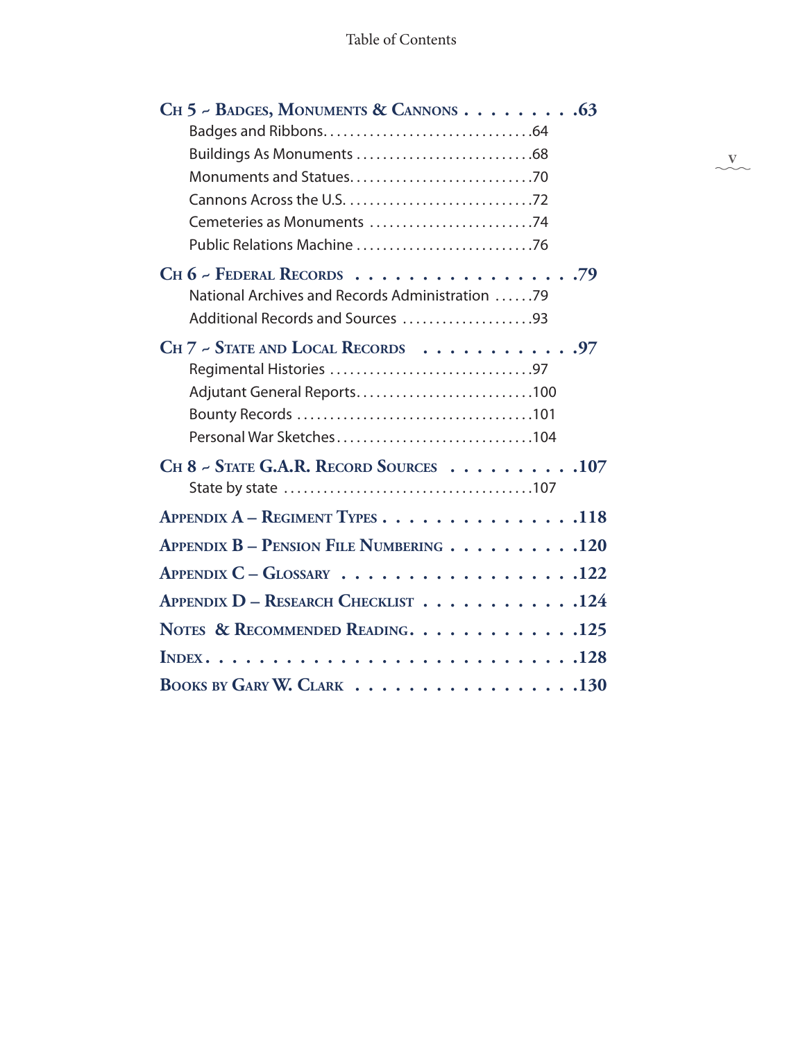**Ch 5 ~ Badges, Monuments & Cannons . . . . . . . . .63**

- Badges and Ribbons. . . . . . . . . . . . . . . . . . . . . . . . . . . . . . .64
- Buildings As Monuments . . . . . . . . . . . . . . . . . . . . . . . . . .68
- Monuments and Statues. . . . . . . . . . . . . . . . . . . . . . . . . . .70
- Cannons Across the U.S. . . . . . . . . . . . . . . . . . . . . . . . . . .72
- Cemeteries as Monuments . . . . . . . . . . . . . . . . . . . . . . . .74
- Public Relations Machine . . . . . . . . . . . . . . . . . . . . . . . . . .76

**Ch 6 ~ Federal Records . . . . . . . . . . . . . . . . . .79**

- National Archives and Records Administration . . . . . .79
- Additional Records and Sources . . . . . . . . . . . . . . . . . . . .93

**Ch 7 ~ State and Local Records . . . . . . . . . . . .97**

- Regimental Histories . . . . . . . . . . . . . . . . . . . . . . . . . . . . . .97
- Adjutant General Reports. . . . . . . . . . . . . . . . . . . . . . . . . .100
- Bounty Records . . . . . . . . . . . . . . . . . . . . . . . . . . . . . . . . . . .101
- Personal War Sketches. . . . . . . . . . . . . . . . . . . . . . . . . . . . .104

**Ch 8 ~ State G.A.R. Record Sources . . . . . . . . . .107**

- State by state . . . . . . . . . . . . . . . . . . . . . . . . . . . . . . . . . . . .107

**Appendix A – Regiment Types . . . . . . . . . . . . . . . .118**

**Appendix B – Pension File Numbering . . . . . . . . . .120**

**Appendix C – Glossary . . . . . . . . . . . . . . . . . . .122**

**Appendix D – Research Checklist . . . . . . . . . . . .124**

**Notes & Recommended Reading. . . . . . . . . . . . .125**

**Index. . . . . . . . . . . . . . . . . . . . . . . . . . . . . .128**

**Books by Gary W. Clark . . . . . . . . . . . . . . . . .130**